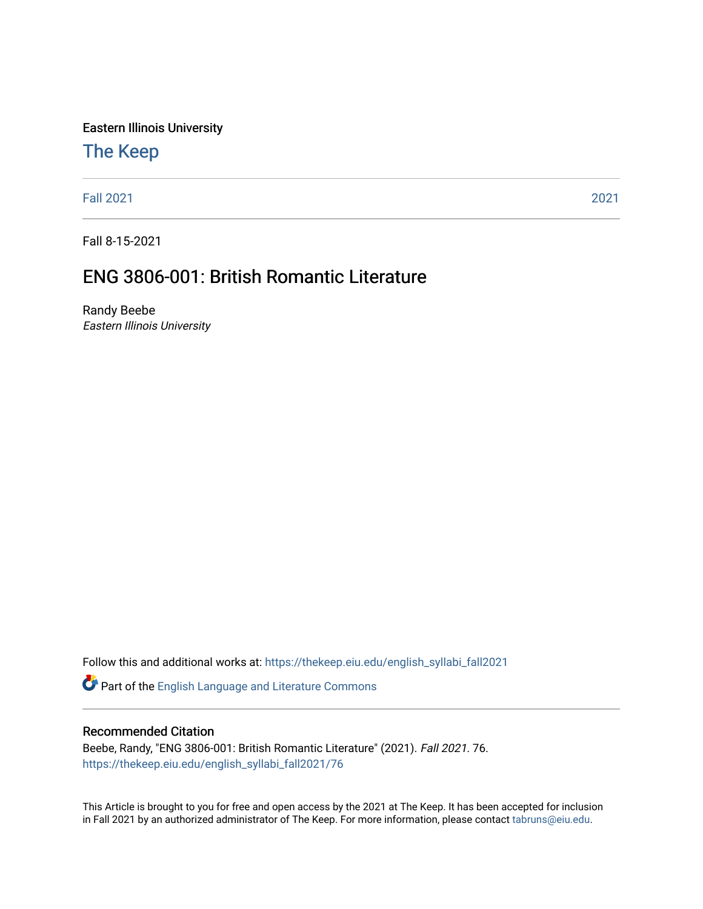Eastern Illinois University

## The Keep

Fall 2021 | 2021

Fall 8-15-2021

# ENG 3806-001: British Romantic Literature

Randy Beebe
*Eastern Illinois University*

Follow this and additional works at: https://thekeep.eiu.edu/english_syllabi_fall2021

Part of the English Language and Literature Commons

### Recommended Citation

Beebe, Randy, "ENG 3806-001: British Romantic Literature" (2021). *Fall 2021*. 76.
https://thekeep.eiu.edu/english_syllabi_fall2021/76

This Article is brought to you for free and open access by the 2021 at The Keep. It has been accepted for inclusion in Fall 2021 by an authorized administrator of The Keep. For more information, please contact tabruns@eiu.edu.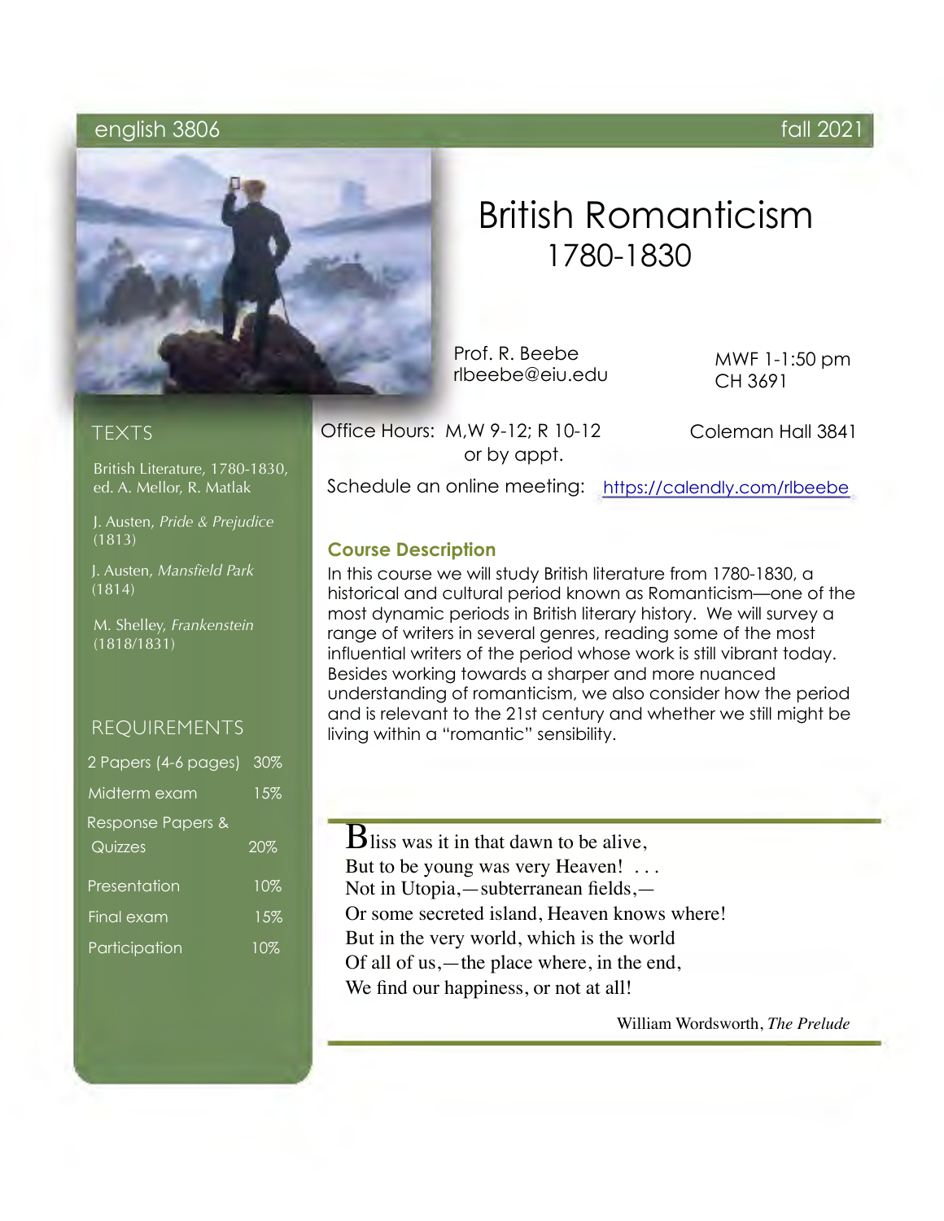english 3806 fall 2021

# British Romanticism

## 1780-1830

Prof. R. Beebe
rlbeebe@eiu.edu

MWF 1-1:50 pm
CH 3691

Office Hours: M,W 9-12; R 10-12 or by appt.

Coleman Hall 3841

Schedule an online meeting: https://calendly.com/rlbeebe

### TEXTS

British Literature, 1780-1830, ed. A. Mellor, R. Matlak

J. Austen, *Pride & Prejudice* (1813)

J. Austen, *Mansfield Park* (1814)

M. Shelley, *Frankenstein* (1818/1831)

### REQUIREMENTS

| Requirement | Weight |
|---|---|
| 2 Papers (4-6 pages) | 30% |
| Midterm exam | 15% |
| Response Papers & Quizzes | 20% |
| Presentation | 10% |
| Final exam | 15% |
| Participation | 10% |

### Course Description

In this course we will study British literature from 1780-1830, a historical and cultural period known as Romanticism—one of the most dynamic periods in British literary history. We will survey a range of writers in several genres, reading some of the most influential writers of the period whose work is still vibrant today. Besides working towards a sharper and more nuanced understanding of romanticism, we also consider how the period and is relevant to the 21st century and whether we still might be living within a "romantic" sensibility.

> Bliss was it in that dawn to be alive,
> But to be young was very Heaven! . . .
> Not in Utopia,—subterranean fields,—
> Or some secreted island, Heaven knows where!
> But in the very world, which is the world
> Of all of us,—the place where, in the end,
> We find our happiness, or not at all!
>
> William Wordsworth, *The Prelude*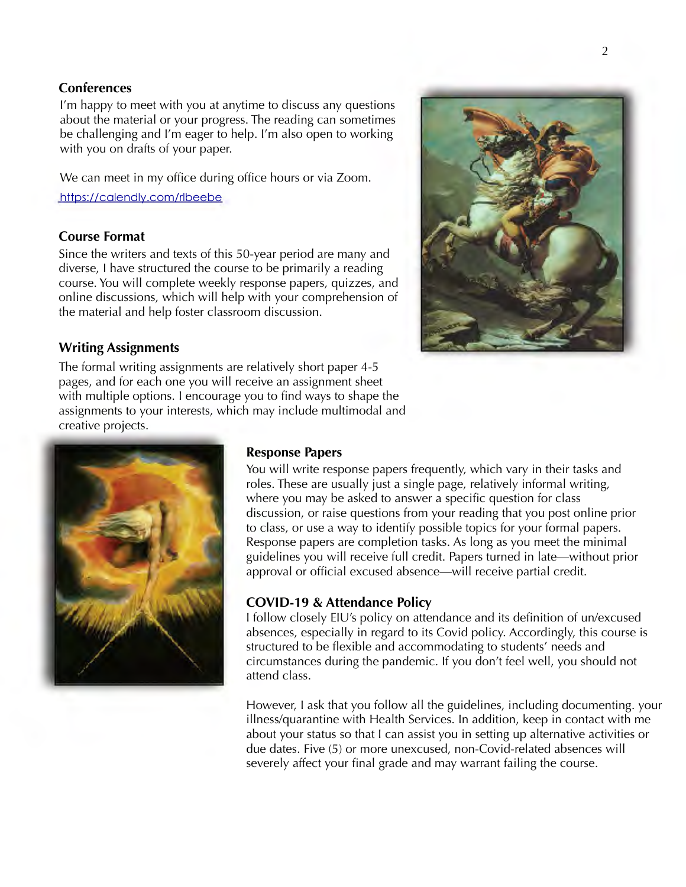### Conferences

I'm happy to meet with you at anytime to discuss any questions about the material or your progress. The reading can sometimes be challenging and I'm eager to help. I'm also open to working with you on drafts of your paper.

We can meet in my office during office hours or via Zoom.

https://calendly.com/rlbeebe

### Course Format

Since the writers and texts of this 50-year period are many and diverse, I have structured the course to be primarily a reading course. You will complete weekly response papers, quizzes, and online discussions, which will help with your comprehension of the material and help foster classroom discussion.

### Writing Assignments

The formal writing assignments are relatively short paper 4-5 pages, and for each one you will receive an assignment sheet with multiple options. I encourage you to find ways to shape the assignments to your interests, which may include multimodal and creative projects.

### Response Papers

You will write response papers frequently, which vary in their tasks and roles. These are usually just a single page, relatively informal writing, where you may be asked to answer a specific question for class discussion, or raise questions from your reading that you post online prior to class, or use a way to identify possible topics for your formal papers. Response papers are completion tasks. As long as you meet the minimal guidelines you will receive full credit. Papers turned in late—without prior approval or official excused absence—will receive partial credit.

### COVID-19 & Attendance Policy

I follow closely EIU's policy on attendance and its definition of un/excused absences, especially in regard to its Covid policy. Accordingly, this course is structured to be flexible and accommodating to students' needs and circumstances during the pandemic. If you don't feel well, you should not attend class.

However, I ask that you follow all the guidelines, including documenting. your illness/quarantine with Health Services. In addition, keep in contact with me about your status so that I can assist you in setting up alternative activities or due dates. Five (5) or more unexcused, non-Covid-related absences will severely affect your final grade and may warrant failing the course.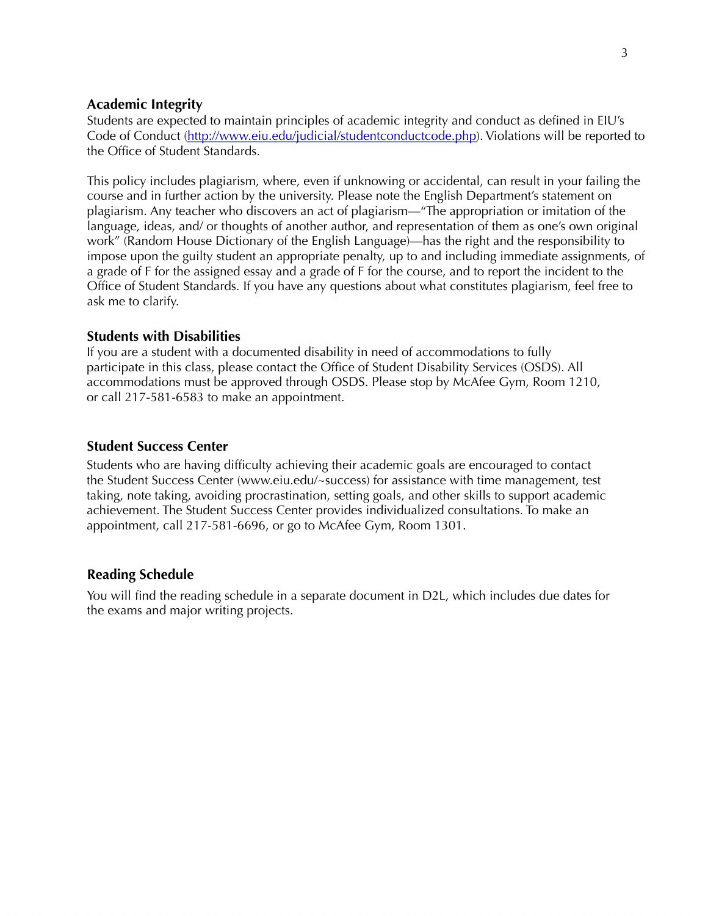## Academic Integrity

Students are expected to maintain principles of academic integrity and conduct as defined in EIU's Code of Conduct (http://www.eiu.edu/judicial/studentconductcode.php). Violations will be reported to the Office of Student Standards.

This policy includes plagiarism, where, even if unknowing or accidental, can result in your failing the course and in further action by the university. Please note the English Department's statement on plagiarism. Any teacher who discovers an act of plagiarism—"The appropriation or imitation of the language, ideas, and/ or thoughts of another author, and representation of them as one's own original work" (Random House Dictionary of the English Language)—has the right and the responsibility to impose upon the guilty student an appropriate penalty, up to and including immediate assignments, of a grade of F for the assigned essay and a grade of F for the course, and to report the incident to the Office of Student Standards. If you have any questions about what constitutes plagiarism, feel free to ask me to clarify.

## Students with Disabilities

If you are a student with a documented disability in need of accommodations to fully participate in this class, please contact the Office of Student Disability Services (OSDS). All accommodations must be approved through OSDS. Please stop by McAfee Gym, Room 1210, or call 217-581-6583 to make an appointment.

## Student Success Center

Students who are having difficulty achieving their academic goals are encouraged to contact the Student Success Center (www.eiu.edu/~success) for assistance with time management, test taking, note taking, avoiding procrastination, setting goals, and other skills to support academic achievement. The Student Success Center provides individualized consultations. To make an appointment, call 217-581-6696, or go to McAfee Gym, Room 1301.

## Reading Schedule

You will find the reading schedule in a separate document in D2L, which includes due dates for the exams and major writing projects.